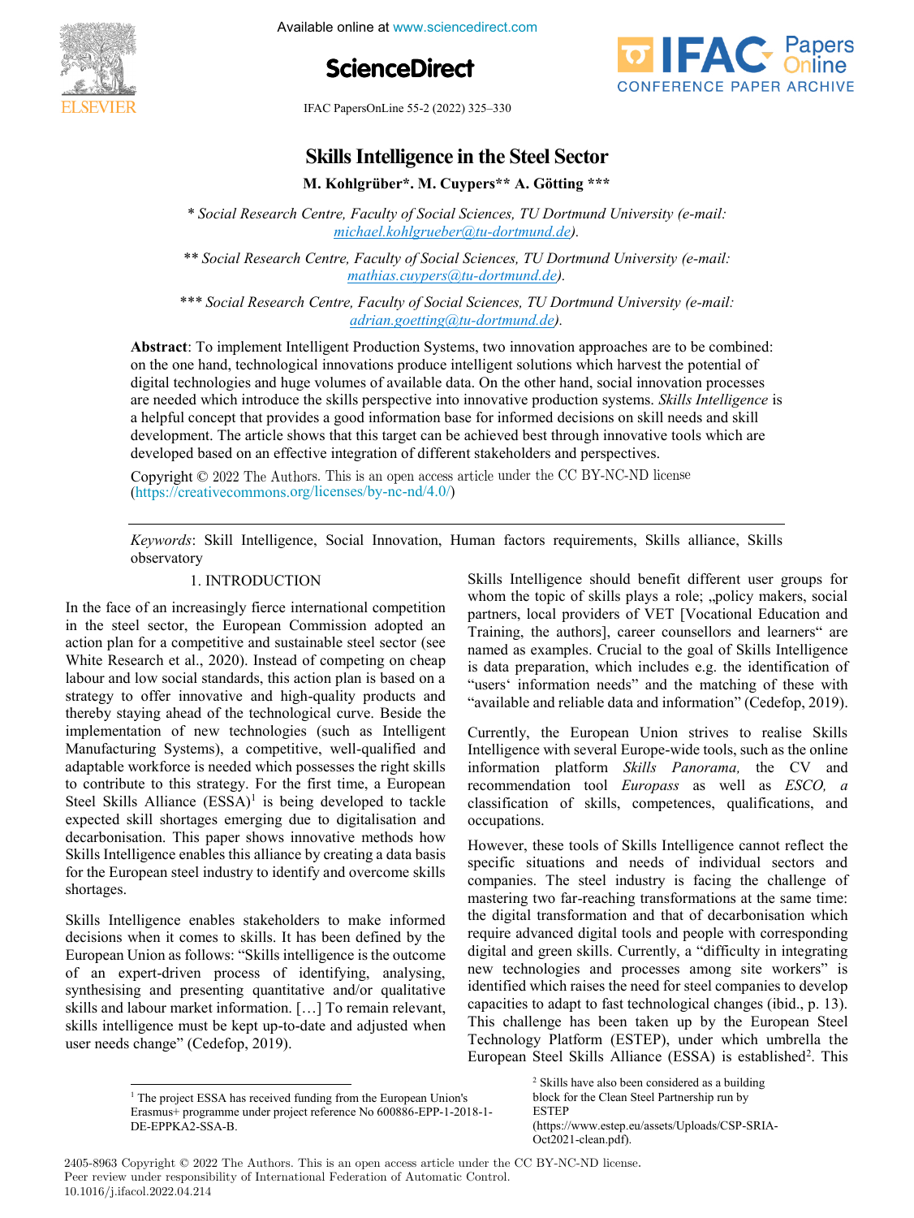# Skills Intelligence in the Steel Sector

**M. Kohlgrüber\*. M. Cuypers\*\* A. Götting \*\*\***

*\* Social Research Centre, Faculty of Social Sciences, TU Dortmund University (e-mail: michael.kohlgrueber@tu-dortmund.de).*

*\*\* Social Research Centre, Faculty of Social Sciences, TU Dortmund University (e-mail: mathias.cuypers@tu-dortmund.de).*

*\*\*\* Social Research Centre, Faculty of Social Sciences, TU Dortmund University (e-mail: adrian.goetting@tu-dortmund.de).*

**Abstract**: To implement Intelligent Production Systems, two innovation approaches are to be combined: on the one hand, technological innovations produce intelligent solutions which harvest the potential of digital technologies and huge volumes of available data. On the other hand, social innovation processes are needed which introduce the skills perspective into innovative production systems. *Skills Intelligence* is a helpful concept that provides a good information base for informed decisions on skill needs and skill development. The article shows that this target can be achieved best through innovative tools which are developed based on an effective integration of different stakeholders and perspectives.

Copyright © 2022 The Authors. This is an open access article under the CC BY-NC-ND license (https://creativecommons.org/licenses/by-nc-nd/4.0/)

*Keywords*: Skill Intelligence, Social Innovation, Human factors requirements, Skills alliance, Skills observatory

## 1. INTRODUCTION

In the face of an increasingly fierce international competition in the steel sector, the European Commission adopted an action plan for a competitive and sustainable steel sector (see White Research et al., 2020). Instead of competing on cheap labour and low social standards, this action plan is based on a strategy to offer innovative and high-quality products and thereby staying ahead of the technological curve. Beside the implementation of new technologies (such as Intelligent Manufacturing Systems), a competitive, well-qualified and adaptable workforce is needed which possesses the right skills to contribute to this strategy. For the first time, a European Steel Skills Alliance (ESSA)[1] is being developed to tackle expected skill shortages emerging due to digitalisation and decarbonisation. This paper shows innovative methods how Skills Intelligence enables this alliance by creating a data basis for the European steel industry to identify and overcome skills shortages.

Skills Intelligence enables stakeholders to make informed decisions when it comes to skills. It has been defined by the European Union as follows: "Skills intelligence is the outcome of an expert-driven process of identifying, analysing, synthesising and presenting quantitative and/or qualitative skills and labour market information. […] To remain relevant, skills intelligence must be kept up-to-date and adjusted when user needs change" (Cedefop, 2019).

Skills Intelligence should benefit different user groups for whom the topic of skills plays a role; „policy makers, social partners, local providers of VET [Vocational Education and Training, the authors], career counsellors and learners" are named as examples. Crucial to the goal of Skills Intelligence is data preparation, which includes e.g. the identification of "users' information needs" and the matching of these with "available and reliable data and information" (Cedefop, 2019).

Currently, the European Union strives to realise Skills Intelligence with several Europe-wide tools, such as the online information platform *Skills Panorama,* the CV and recommendation tool *Europass* as well as *ESCO, a* classification of skills, competences, qualifications, and occupations.

However, these tools of Skills Intelligence cannot reflect the specific situations and needs of individual sectors and companies. The steel industry is facing the challenge of mastering two far-reaching transformations at the same time: the digital transformation and that of decarbonisation which require advanced digital tools and people with corresponding digital and green skills. Currently, a "difficulty in integrating new technologies and processes among site workers" is identified which raises the need for steel companies to develop capacities to adapt to fast technological changes (ibid., p. 13). This challenge has been taken up by the European Steel Technology Platform (ESTEP), under which umbrella the European Steel Skills Alliance (ESSA) is established[2]. This

[1] The project ESSA has received funding from the European Union's Erasmus+ programme under project reference No 600886-EPP-1-2018-1-DE-EPPKA2-SSA-B.

[2] Skills have also been considered as a building block for the Clean Steel Partnership run by ESTEP (https://www.estep.eu/assets/Uploads/CSP-SRIA-Oct2021-clean.pdf).

2405-8963 Copyright © 2022 The Authors. This is an open access article under the CC BY-NC-ND license.
Peer review under responsibility of International Federation of Automatic Control.
10.1016/j.ifacol.2022.04.214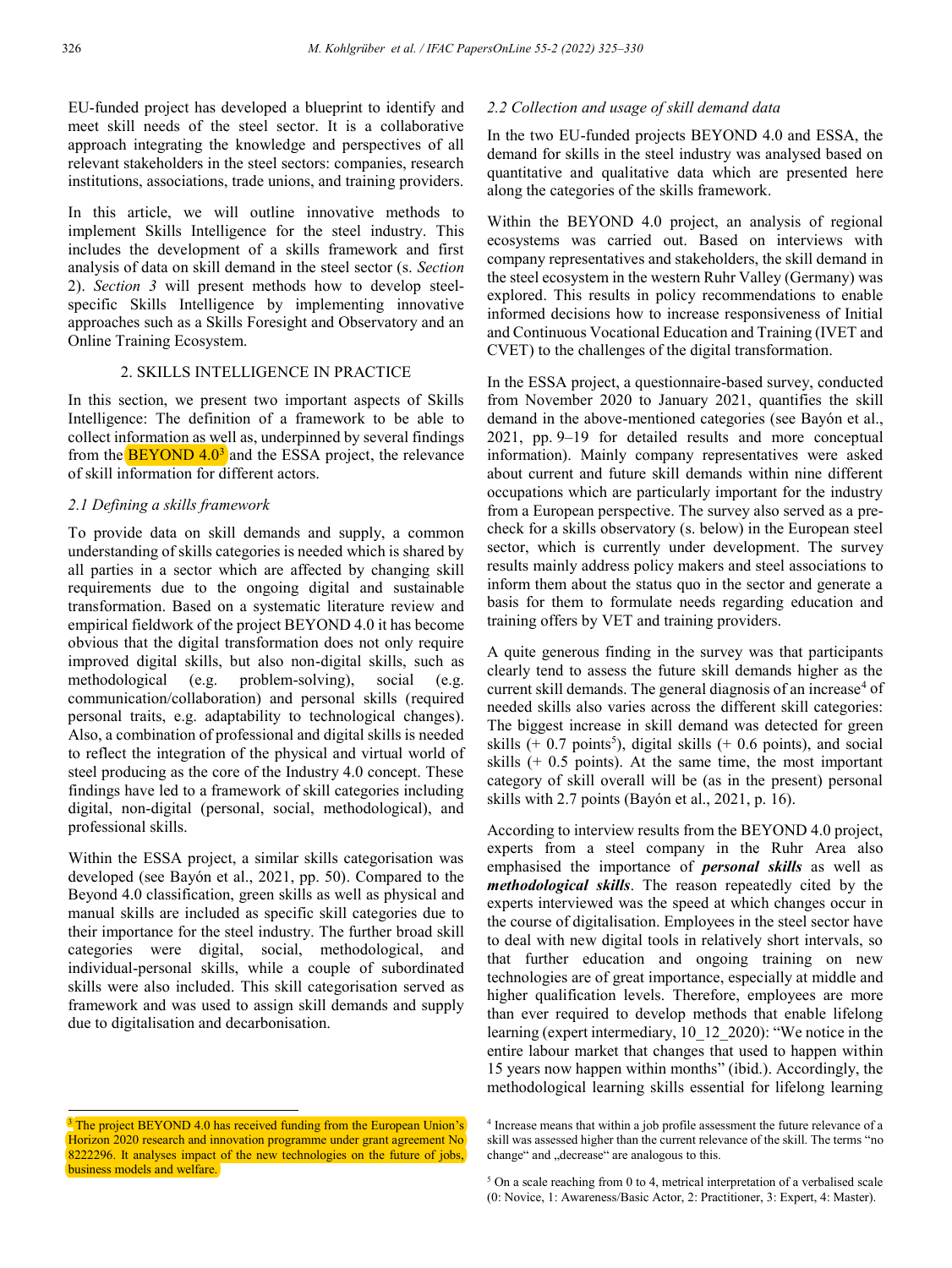EU-funded project has developed a blueprint to identify and meet skill needs of the steel sector. It is a collaborative approach integrating the knowledge and perspectives of all relevant stakeholders in the steel sectors: companies, research institutions, associations, trade unions, and training providers.

In this article, we will outline innovative methods to implement Skills Intelligence for the steel industry. This includes the development of a skills framework and first analysis of data on skill demand in the steel sector (s. *Section* 2). *Section 3* will present methods how to develop steel-specific Skills Intelligence by implementing innovative approaches such as a Skills Foresight and Observatory and an Online Training Ecosystem.

## 2. SKILLS INTELLIGENCE IN PRACTICE

In this section, we present two important aspects of Skills Intelligence: The definition of a framework to be able to collect information as well as, underpinned by several findings from the BEYOND 4.0[3] and the ESSA project, the relevance of skill information for different actors.

### 2.1 Defining a skills framework

To provide data on skill demands and supply, a common understanding of skills categories is needed which is shared by all parties in a sector which are affected by changing skill requirements due to the ongoing digital and sustainable transformation. Based on a systematic literature review and empirical fieldwork of the project BEYOND 4.0 it has become obvious that the digital transformation does not only require improved digital skills, but also non-digital skills, such as methodological (e.g. problem-solving), social (e.g. communication/collaboration) and personal skills (required personal traits, e.g. adaptability to technological changes). Also, a combination of professional and digital skills is needed to reflect the integration of the physical and virtual world of steel producing as the core of the Industry 4.0 concept. These findings have led to a framework of skill categories including digital, non-digital (personal, social, methodological), and professional skills.

Within the ESSA project, a similar skills categorisation was developed (see Bayón et al., 2021, pp. 50). Compared to the Beyond 4.0 classification, green skills as well as physical and manual skills are included as specific skill categories due to their importance for the steel industry. The further broad skill categories were digital, social, methodological, and individual-personal skills, while a couple of subordinated skills were also included. This skill categorisation served as framework and was used to assign skill demands and supply due to digitalisation and decarbonisation.

### 2.2 Collection and usage of skill demand data

In the two EU-funded projects BEYOND 4.0 and ESSA, the demand for skills in the steel industry was analysed based on quantitative and qualitative data which are presented here along the categories of the skills framework.

Within the BEYOND 4.0 project, an analysis of regional ecosystems was carried out. Based on interviews with company representatives and stakeholders, the skill demand in the steel ecosystem in the western Ruhr Valley (Germany) was explored. This results in policy recommendations to enable informed decisions how to increase responsiveness of Initial and Continuous Vocational Education and Training (IVET and CVET) to the challenges of the digital transformation.

In the ESSA project, a questionnaire-based survey, conducted from November 2020 to January 2021, quantifies the skill demand in the above-mentioned categories (see Bayón et al., 2021, pp. 9–19 for detailed results and more conceptual information). Mainly company representatives were asked about current and future skill demands within nine different occupations which are particularly important for the industry from a European perspective. The survey also served as a pre-check for a skills observatory (s. below) in the European steel sector, which is currently under development. The survey results mainly address policy makers and steel associations to inform them about the status quo in the sector and generate a basis for them to formulate needs regarding education and training offers by VET and training providers.

A quite generous finding in the survey was that participants clearly tend to assess the future skill demands higher as the current skill demands. The general diagnosis of an increase[4] of needed skills also varies across the different skill categories: The biggest increase in skill demand was detected for green skills (+ 0.7 points[5]), digital skills (+ 0.6 points), and social skills (+ 0.5 points). At the same time, the most important category of skill overall will be (as in the present) personal skills with 2.7 points (Bayón et al., 2021, p. 16).

According to interview results from the BEYOND 4.0 project, experts from a steel company in the Ruhr Area also emphasised the importance of ***personal skills*** as well as ***methodological skills***. The reason repeatedly cited by the experts interviewed was the speed at which changes occur in the course of digitalisation. Employees in the steel sector have to deal with new digital tools in relatively short intervals, so that further education and ongoing training on new technologies are of great importance, especially at middle and higher qualification levels. Therefore, employees are more than ever required to develop methods that enable lifelong learning (expert intermediary, 10_12_2020): "We notice in the entire labour market that changes that used to happen within 15 years now happen within months" (ibid.). Accordingly, the methodological learning skills essential for lifelong learning

---

[3] The project BEYOND 4.0 has received funding from the European Union's Horizon 2020 research and innovation programme under grant agreement No 8222296. It analyses impact of the new technologies on the future of jobs, business models and welfare.

[4] Increase means that within a job profile assessment the future relevance of a skill was assessed higher than the current relevance of the skill. The terms "no change" and „decrease" are analogous to this.

[5] On a scale reaching from 0 to 4, metrical interpretation of a verbalised scale (0: Novice, 1: Awareness/Basic Actor, 2: Practitioner, 3: Expert, 4: Master).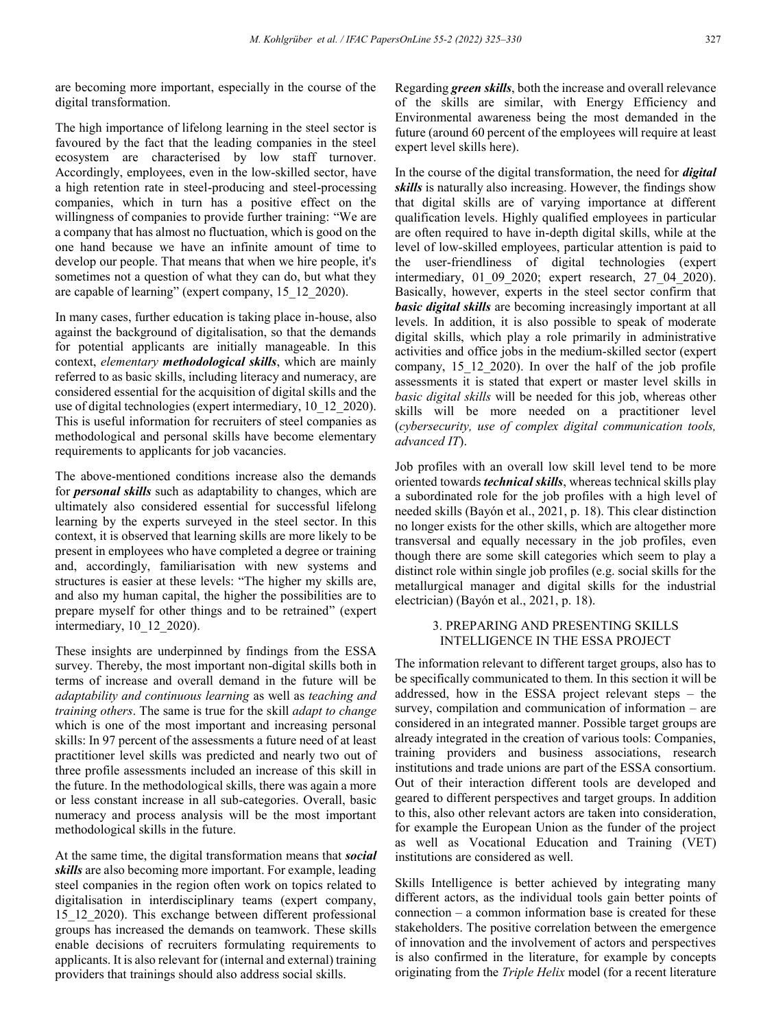are becoming more important, especially in the course of the digital transformation.

The high importance of lifelong learning in the steel sector is favoured by the fact that the leading companies in the steel ecosystem are characterised by low staff turnover. Accordingly, employees, even in the low-skilled sector, have a high retention rate in steel-producing and steel-processing companies, which in turn has a positive effect on the willingness of companies to provide further training: "We are a company that has almost no fluctuation, which is good on the one hand because we have an infinite amount of time to develop our people. That means that when we hire people, it's sometimes not a question of what they can do, but what they are capable of learning" (expert company, 15_12_2020).

In many cases, further education is taking place in-house, also against the background of digitalisation, so that the demands for potential applicants are initially manageable. In this context, *elementary* ***methodological skills***, which are mainly referred to as basic skills, including literacy and numeracy, are considered essential for the acquisition of digital skills and the use of digital technologies (expert intermediary, 10_12_2020). This is useful information for recruiters of steel companies as methodological and personal skills have become elementary requirements to applicants for job vacancies.

The above-mentioned conditions increase also the demands for ***personal skills*** such as adaptability to changes, which are ultimately also considered essential for successful lifelong learning by the experts surveyed in the steel sector. In this context, it is observed that learning skills are more likely to be present in employees who have completed a degree or training and, accordingly, familiarisation with new systems and structures is easier at these levels: "The higher my skills are, and also my human capital, the higher the possibilities are to prepare myself for other things and to be retrained" (expert intermediary, 10_12_2020).

These insights are underpinned by findings from the ESSA survey. Thereby, the most important non-digital skills both in terms of increase and overall demand in the future will be *adaptability and continuous learning* as well as *teaching and training others*. The same is true for the skill *adapt to change* which is one of the most important and increasing personal skills: In 97 percent of the assessments a future need of at least practitioner level skills was predicted and nearly two out of three profile assessments included an increase of this skill in the future. In the methodological skills, there was again a more or less constant increase in all sub-categories. Overall, basic numeracy and process analysis will be the most important methodological skills in the future.

At the same time, the digital transformation means that ***social skills*** are also becoming more important. For example, leading steel companies in the region often work on topics related to digitalisation in interdisciplinary teams (expert company, 15_12_2020). This exchange between different professional groups has increased the demands on teamwork. These skills enable decisions of recruiters formulating requirements to applicants. It is also relevant for (internal and external) training providers that trainings should also address social skills.

Regarding ***green skills***, both the increase and overall relevance of the skills are similar, with Energy Efficiency and Environmental awareness being the most demanded in the future (around 60 percent of the employees will require at least expert level skills here).

In the course of the digital transformation, the need for ***digital skills*** is naturally also increasing. However, the findings show that digital skills are of varying importance at different qualification levels. Highly qualified employees in particular are often required to have in-depth digital skills, while at the level of low-skilled employees, particular attention is paid to the user-friendliness of digital technologies (expert intermediary, 01_09_2020; expert research, 27_04_2020). Basically, however, experts in the steel sector confirm that ***basic digital skills*** are becoming increasingly important at all levels. In addition, it is also possible to speak of moderate digital skills, which play a role primarily in administrative activities and office jobs in the medium-skilled sector (expert company, 15_12_2020). In over the half of the job profile assessments it is stated that expert or master level skills in *basic digital skills* will be needed for this job, whereas other skills will be more needed on a practitioner level (*cybersecurity, use of complex digital communication tools, advanced IT*).

Job profiles with an overall low skill level tend to be more oriented towards ***technical skills***, whereas technical skills play a subordinated role for the job profiles with a high level of needed skills (Bayón et al., 2021, p. 18). This clear distinction no longer exists for the other skills, which are altogether more transversal and equally necessary in the job profiles, even though there are some skill categories which seem to play a distinct role within single job profiles (e.g. social skills for the metallurgical manager and digital skills for the industrial electrician) (Bayón et al., 2021, p. 18).

## 3. PREPARING AND PRESENTING SKILLS INTELLIGENCE IN THE ESSA PROJECT

The information relevant to different target groups, also has to be specifically communicated to them. In this section it will be addressed, how in the ESSA project relevant steps – the survey, compilation and communication of information – are considered in an integrated manner. Possible target groups are already integrated in the creation of various tools: Companies, training providers and business associations, research institutions and trade unions are part of the ESSA consortium. Out of their interaction different tools are developed and geared to different perspectives and target groups. In addition to this, also other relevant actors are taken into consideration, for example the European Union as the funder of the project as well as Vocational Education and Training (VET) institutions are considered as well.

Skills Intelligence is better achieved by integrating many different actors, as the individual tools gain better points of connection – a common information base is created for these stakeholders. The positive correlation between the emergence of innovation and the involvement of actors and perspectives is also confirmed in the literature, for example by concepts originating from the *Triple Helix* model (for a recent literature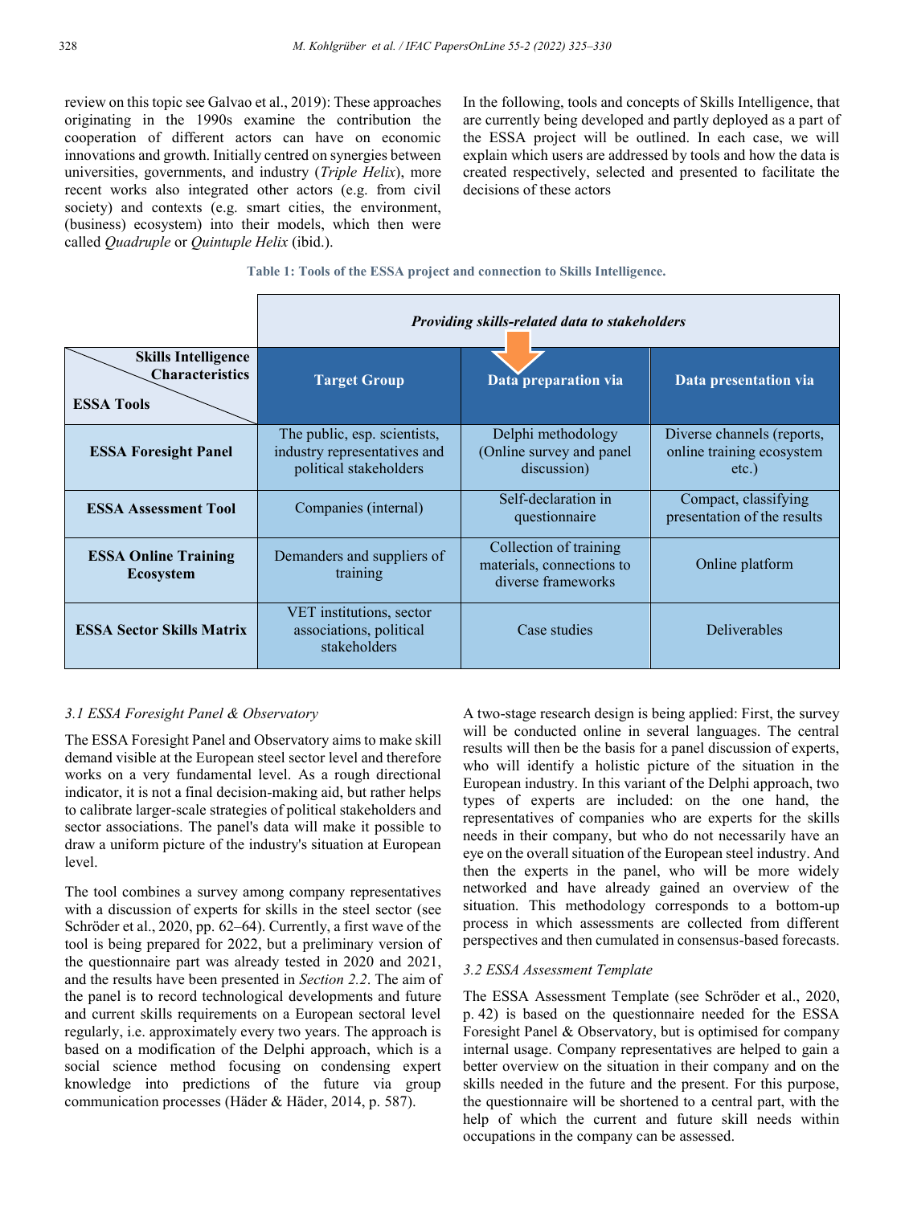review on this topic see Galvao et al., 2019): These approaches originating in the 1990s examine the contribution the cooperation of different actors can have on economic innovations and growth. Initially centred on synergies between universities, governments, and industry (*Triple Helix*), more recent works also integrated other actors (e.g. from civil society) and contexts (e.g. smart cities, the environment, (business) ecosystem) into their models, which then were called *Quadruple* or *Quintuple Helix* (ibid.).

In the following, tools and concepts of Skills Intelligence, that are currently being developed and partly deployed as a part of the ESSA project will be outlined. In each case, we will explain which users are addressed by tools and how the data is created respectively, selected and presented to facilitate the decisions of these actors

**Table 1: Tools of the ESSA project and connection to Skills Intelligence.**

| | *Providing skills-related data to stakeholders* | | |
|---|---|---|---|
| **Skills Intelligence Characteristics** / **ESSA Tools** | **Target Group** | **Data preparation via** | **Data presentation via** |
| **ESSA Foresight Panel** | The public, esp. scientists, industry representatives and political stakeholders | Delphi methodology (Online survey and panel discussion) | Diverse channels (reports, online training ecosystem etc.) |
| **ESSA Assessment Tool** | Companies (internal) | Self-declaration in questionnaire | Compact, classifying presentation of the results |
| **ESSA Online Training Ecosystem** | Demanders and suppliers of training | Collection of training materials, connections to diverse frameworks | Online platform |
| **ESSA Sector Skills Matrix** | VET institutions, sector associations, political stakeholders | Case studies | Deliverables |

### *3.1 ESSA Foresight Panel & Observatory*

The ESSA Foresight Panel and Observatory aims to make skill demand visible at the European steel sector level and therefore works on a very fundamental level. As a rough directional indicator, it is not a final decision-making aid, but rather helps to calibrate larger-scale strategies of political stakeholders and sector associations. The panel's data will make it possible to draw a uniform picture of the industry's situation at European level.

The tool combines a survey among company representatives with a discussion of experts for skills in the steel sector (see Schröder et al., 2020, pp. 62–64). Currently, a first wave of the tool is being prepared for 2022, but a preliminary version of the questionnaire part was already tested in 2020 and 2021, and the results have been presented in *Section 2.2*. The aim of the panel is to record technological developments and future and current skills requirements on a European sectoral level regularly, i.e. approximately every two years. The approach is based on a modification of the Delphi approach, which is a social science method focusing on condensing expert knowledge into predictions of the future via group communication processes (Häder & Häder, 2014, p. 587).

A two-stage research design is being applied: First, the survey will be conducted online in several languages. The central results will then be the basis for a panel discussion of experts, who will identify a holistic picture of the situation in the European industry. In this variant of the Delphi approach, two types of experts are included: on the one hand, the representatives of companies who are experts for the skills needs in their company, but who do not necessarily have an eye on the overall situation of the European steel industry. And then the experts in the panel, who will be more widely networked and have already gained an overview of the situation. This methodology corresponds to a bottom-up process in which assessments are collected from different perspectives and then cumulated in consensus-based forecasts.

### *3.2 ESSA Assessment Template*

The ESSA Assessment Template (see Schröder et al., 2020, p. 42) is based on the questionnaire needed for the ESSA Foresight Panel & Observatory, but is optimised for company internal usage. Company representatives are helped to gain a better overview on the situation in their company and on the skills needed in the future and the present. For this purpose, the questionnaire will be shortened to a central part, with the help of which the current and future skill needs within occupations in the company can be assessed.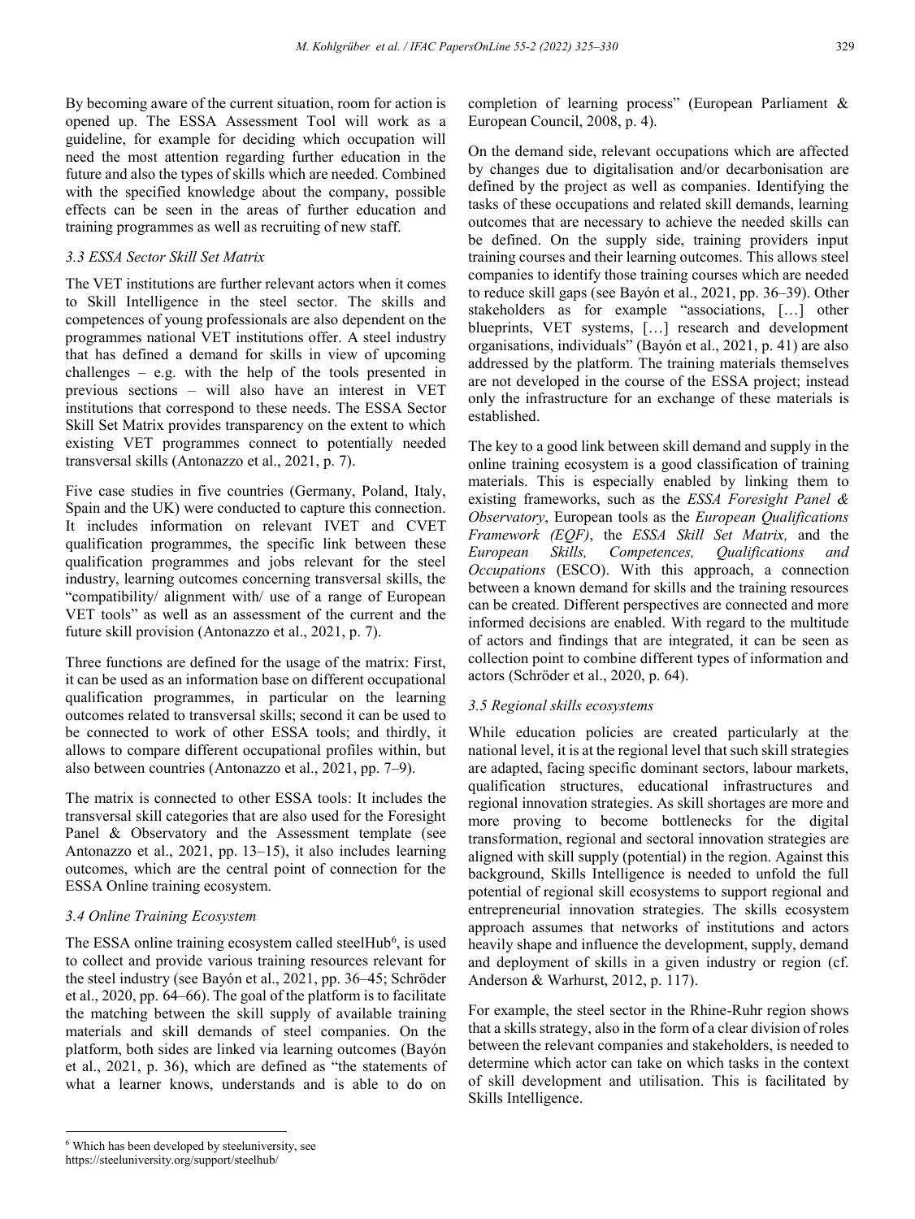By becoming aware of the current situation, room for action is opened up. The ESSA Assessment Tool will work as a guideline, for example for deciding which occupation will need the most attention regarding further education in the future and also the types of skills which are needed. Combined with the specified knowledge about the company, possible effects can be seen in the areas of further education and training programmes as well as recruiting of new staff.

### *3.3 ESSA Sector Skill Set Matrix*

The VET institutions are further relevant actors when it comes to Skill Intelligence in the steel sector. The skills and competences of young professionals are also dependent on the programmes national VET institutions offer. A steel industry that has defined a demand for skills in view of upcoming challenges – e.g. with the help of the tools presented in previous sections – will also have an interest in VET institutions that correspond to these needs. The ESSA Sector Skill Set Matrix provides transparency on the extent to which existing VET programmes connect to potentially needed transversal skills (Antonazzo et al., 2021, p. 7).

Five case studies in five countries (Germany, Poland, Italy, Spain and the UK) were conducted to capture this connection. It includes information on relevant IVET and CVET qualification programmes, the specific link between these qualification programmes and jobs relevant for the steel industry, learning outcomes concerning transversal skills, the "compatibility/ alignment with/ use of a range of European VET tools" as well as an assessment of the current and the future skill provision (Antonazzo et al., 2021, p. 7).

Three functions are defined for the usage of the matrix: First, it can be used as an information base on different occupational qualification programmes, in particular on the learning outcomes related to transversal skills; second it can be used to be connected to work of other ESSA tools; and thirdly, it allows to compare different occupational profiles within, but also between countries (Antonazzo et al., 2021, pp. 7–9).

The matrix is connected to other ESSA tools: It includes the transversal skill categories that are also used for the Foresight Panel & Observatory and the Assessment template (see Antonazzo et al., 2021, pp. 13–15), it also includes learning outcomes, which are the central point of connection for the ESSA Online training ecosystem.

### *3.4 Online Training Ecosystem*

The ESSA online training ecosystem called steelHub[6], is used to collect and provide various training resources relevant for the steel industry (see Bayón et al., 2021, pp. 36–45; Schröder et al., 2020, pp. 64–66). The goal of the platform is to facilitate the matching between the skill supply of available training materials and skill demands of steel companies. On the platform, both sides are linked via learning outcomes (Bayón et al., 2021, p. 36), which are defined as "the statements of what a learner knows, understands and is able to do on completion of learning process" (European Parliament & European Council, 2008, p. 4).

On the demand side, relevant occupations which are affected by changes due to digitalisation and/or decarbonisation are defined by the project as well as companies. Identifying the tasks of these occupations and related skill demands, learning outcomes that are necessary to achieve the needed skills can be defined. On the supply side, training providers input training courses and their learning outcomes. This allows steel companies to identify those training courses which are needed to reduce skill gaps (see Bayón et al., 2021, pp. 36–39). Other stakeholders as for example "associations, […] other blueprints, VET systems, […] research and development organisations, individuals" (Bayón et al., 2021, p. 41) are also addressed by the platform. The training materials themselves are not developed in the course of the ESSA project; instead only the infrastructure for an exchange of these materials is established.

The key to a good link between skill demand and supply in the online training ecosystem is a good classification of training materials. This is especially enabled by linking them to existing frameworks, such as the *ESSA Foresight Panel & Observatory*, European tools as the *European Qualifications Framework (EQF)*, the *ESSA Skill Set Matrix,* and the *European Skills, Competences, Qualifications and Occupations* (ESCO). With this approach, a connection between a known demand for skills and the training resources can be created. Different perspectives are connected and more informed decisions are enabled. With regard to the multitude of actors and findings that are integrated, it can be seen as collection point to combine different types of information and actors (Schröder et al., 2020, p. 64).

### *3.5 Regional skills ecosystems*

While education policies are created particularly at the national level, it is at the regional level that such skill strategies are adapted, facing specific dominant sectors, labour markets, qualification structures, educational infrastructures and regional innovation strategies. As skill shortages are more and more proving to become bottlenecks for the digital transformation, regional and sectoral innovation strategies are aligned with skill supply (potential) in the region. Against this background, Skills Intelligence is needed to unfold the full potential of regional skill ecosystems to support regional and entrepreneurial innovation strategies. The skills ecosystem approach assumes that networks of institutions and actors heavily shape and influence the development, supply, demand and deployment of skills in a given industry or region (cf. Anderson & Warhurst, 2012, p. 117).

For example, the steel sector in the Rhine-Ruhr region shows that a skills strategy, also in the form of a clear division of roles between the relevant companies and stakeholders, is needed to determine which actor can take on which tasks in the context of skill development and utilisation. This is facilitated by Skills Intelligence.

[6] Which has been developed by steeluniversity, see https://steeluniversity.org/support/steelhub/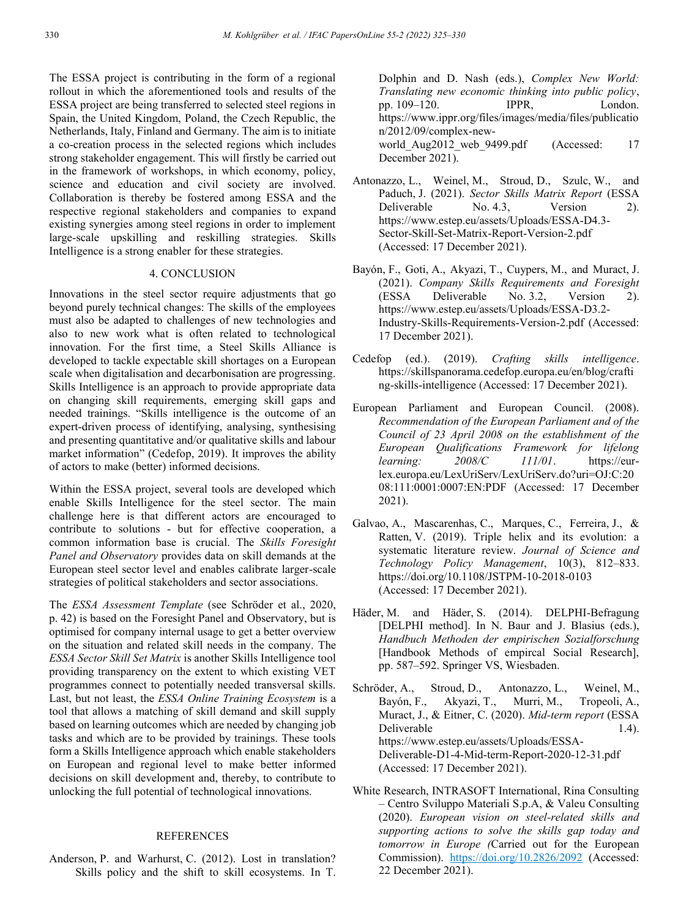The ESSA project is contributing in the form of a regional rollout in which the aforementioned tools and results of the ESSA project are being transferred to selected steel regions in Spain, the United Kingdom, Poland, the Czech Republic, the Netherlands, Italy, Finland and Germany. The aim is to initiate a co-creation process in the selected regions which includes strong stakeholder engagement. This will firstly be carried out in the framework of workshops, in which economy, policy, science and education and civil society are involved. Collaboration is thereby be fostered among ESSA and the respective regional stakeholders and companies to expand existing synergies among steel regions in order to implement large-scale upskilling and reskilling strategies. Skills Intelligence is a strong enabler for these strategies.

## 4. CONCLUSION

Innovations in the steel sector require adjustments that go beyond purely technical changes: The skills of the employees must also be adapted to challenges of new technologies and also to new work what is often related to technological innovation. For the first time, a Steel Skills Alliance is developed to tackle expectable skill shortages on a European scale when digitalisation and decarbonisation are progressing. Skills Intelligence is an approach to provide appropriate data on changing skill requirements, emerging skill gaps and needed trainings. "Skills intelligence is the outcome of an expert-driven process of identifying, analysing, synthesising and presenting quantitative and/or qualitative skills and labour market information" (Cedefop, 2019). It improves the ability of actors to make (better) informed decisions.

Within the ESSA project, several tools are developed which enable Skills Intelligence for the steel sector. The main challenge here is that different actors are encouraged to contribute to solutions - but for effective cooperation, a common information base is crucial. The *Skills Foresight Panel and Observatory* provides data on skill demands at the European steel sector level and enables calibrate larger-scale strategies of political stakeholders and sector associations.

The *ESSA Assessment Template* (see Schröder et al., 2020, p. 42) is based on the Foresight Panel and Observatory, but is optimised for company internal usage to get a better overview on the situation and related skill needs in the company. The *ESSA Sector Skill Set Matrix* is another Skills Intelligence tool providing transparency on the extent to which existing VET programmes connect to potentially needed transversal skills. Last, but not least, the *ESSA Online Training Ecosystem* is a tool that allows a matching of skill demand and skill supply based on learning outcomes which are needed by changing job tasks and which are to be provided by trainings. These tools form a Skills Intelligence approach which enable stakeholders on European and regional level to make better informed decisions on skill development and, thereby, to contribute to unlocking the full potential of technological innovations.

## REFERENCES

Anderson, P. and Warhurst, C. (2012). Lost in translation? Skills policy and the shift to skill ecosystems. In T. Dolphin and D. Nash (eds.), *Complex New World: Translating new economic thinking into public policy*, pp. 109–120. IPPR, London. https://www.ippr.org/files/images/media/files/publication/2012/09/complex-new-world_Aug2012_web_9499.pdf (Accessed: 17 December 2021).

Antonazzo, L., Weinel, M., Stroud, D., Szulc, W., and Paduch, J. (2021). *Sector Skills Matrix Report* (ESSA Deliverable No. 4.3, Version 2). https://www.estep.eu/assets/Uploads/ESSA-D4.3-Sector-Skill-Set-Matrix-Report-Version-2.pdf (Accessed: 17 December 2021).

Bayón, F., Goti, A., Akyazi, T., Cuypers, M., and Muract, J. (2021). *Company Skills Requirements and Foresight* (ESSA Deliverable No. 3.2, Version 2). https://www.estep.eu/assets/Uploads/ESSA-D3.2-Industry-Skills-Requirements-Version-2.pdf (Accessed: 17 December 2021).

Cedefop (ed.). (2019). *Crafting skills intelligence*. https://skillspanorama.cedefop.europa.eu/en/blog/crafting-skills-intelligence (Accessed: 17 December 2021).

European Parliament and European Council. (2008). *Recommendation of the European Parliament and of the Council of 23 April 2008 on the establishment of the European Qualifications Framework for lifelong learning: 2008/C 111/01*. https://eur-lex.europa.eu/LexUriServ/LexUriServ.do?uri=OJ:C:2008:111:0001:0007:EN:PDF (Accessed: 17 December 2021).

Galvao, A., Mascarenhas, C., Marques, C., Ferreira, J., & Ratten, V. (2019). Triple helix and its evolution: a systematic literature review. *Journal of Science and Technology Policy Management*, 10(3), 812–833. https://doi.org/10.1108/JSTPM-10-2018-0103 (Accessed: 17 December 2021).

Häder, M. and Häder, S. (2014). DELPHI-Befragung [DELPHI method]. In N. Baur and J. Blasius (eds.), *Handbuch Methoden der empirischen Sozialforschung* [Handbook Methods of empircal Social Research], pp. 587–592. Springer VS, Wiesbaden.

Schröder, A., Stroud, D., Antonazzo, L., Weinel, M., Bayón, F., Akyazi, T., Murri, M., Tropeoli, A., Muract, J., & Eitner, C. (2020). *Mid-term report* (ESSA Deliverable 1.4). https://www.estep.eu/assets/Uploads/ESSA-Deliverable-D1-4-Mid-term-Report-2020-12-31.pdf (Accessed: 17 December 2021).

White Research, INTRASOFT International, Rina Consulting – Centro Sviluppo Materiali S.p.A, & Valeu Consulting (2020). *European vision on steel-related skills and supporting actions to solve the skills gap today and tomorrow in Europe (*Carried out for the European Commission). https://doi.org/10.2826/2092 (Accessed: 22 December 2021).